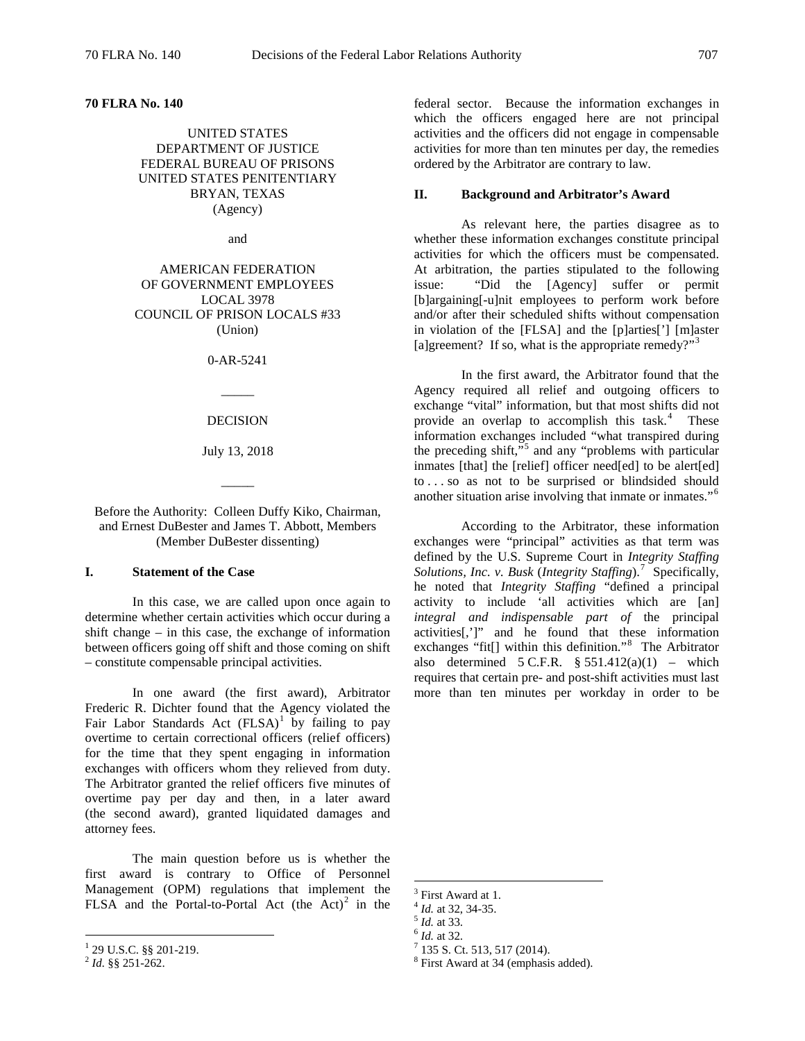**70 FLRA No. 140**

UNITED STATES
DEPARTMENT OF JUSTICE
FEDERAL BUREAU OF PRISONS
UNITED STATES PENITENTIARY
BRYAN, TEXAS
(Agency)

and

AMERICAN FEDERATION
OF GOVERNMENT EMPLOYEES
LOCAL 3978
COUNCIL OF PRISON LOCALS #33
(Union)

0-AR-5241

_____

DECISION

July 13, 2018

_____

Before the Authority: Colleen Duffy Kiko, Chairman, and Ernest DuBester and James T. Abbott, Members (Member DuBester dissenting)

## I. Statement of the Case

In this case, we are called upon once again to determine whether certain activities which occur during a shift change – in this case, the exchange of information between officers going off shift and those coming on shift – constitute compensable principal activities.

In one award (the first award), Arbitrator Frederic R. Dichter found that the Agency violated the Fair Labor Standards Act (FLSA)[1] by failing to pay overtime to certain correctional officers (relief officers) for the time that they spent engaging in information exchanges with officers whom they relieved from duty. The Arbitrator granted the relief officers five minutes of overtime pay per day and then, in a later award (the second award), granted liquidated damages and attorney fees.

The main question before us is whether the first award is contrary to Office of Personnel Management (OPM) regulations that implement the FLSA and the Portal-to-Portal Act (the Act)[2] in the federal sector. Because the information exchanges in which the officers engaged here are not principal activities and the officers did not engage in compensable activities for more than ten minutes per day, the remedies ordered by the Arbitrator are contrary to law.

## II. Background and Arbitrator's Award

As relevant here, the parties disagree as to whether these information exchanges constitute principal activities for which the officers must be compensated. At arbitration, the parties stipulated to the following issue: "Did the [Agency] suffer or permit [b]argaining[-u]nit employees to perform work before and/or after their scheduled shifts without compensation in violation of the [FLSA] and the [p]arties['] [m]aster [a]greement? If so, what is the appropriate remedy?"[3]

In the first award, the Arbitrator found that the Agency required all relief and outgoing officers to exchange "vital" information, but that most shifts did not provide an overlap to accomplish this task.[4] These information exchanges included "what transpired during the preceding shift,"[5] and any "problems with particular inmates [that] the [relief] officer need[ed] to be alert[ed] to . . . so as not to be surprised or blindsided should another situation arise involving that inmate or inmates."[6]

According to the Arbitrator, these information exchanges were "principal" activities as that term was defined by the U.S. Supreme Court in *Integrity Staffing Solutions, Inc. v. Busk* (*Integrity Staffing*).[7] Specifically, he noted that *Integrity Staffing* "defined a principal activity to include 'all activities which are [an] *integral and indispensable part of* the principal activities[,']" and he found that these information exchanges "fit[] within this definition."[8] The Arbitrator also determined 5 C.F.R. § 551.412(a)(1) – which requires that certain pre- and post-shift activities must last more than ten minutes per workday in order to be

---

[1] 29 U.S.C. §§ 201-219.
[2] *Id.* §§ 251-262.
[3] First Award at 1.
[4] *Id.* at 32, 34-35.
[5] *Id.* at 33.
[6] *Id.* at 32.
[7] 135 S. Ct. 513, 517 (2014).
[8] First Award at 34 (emphasis added).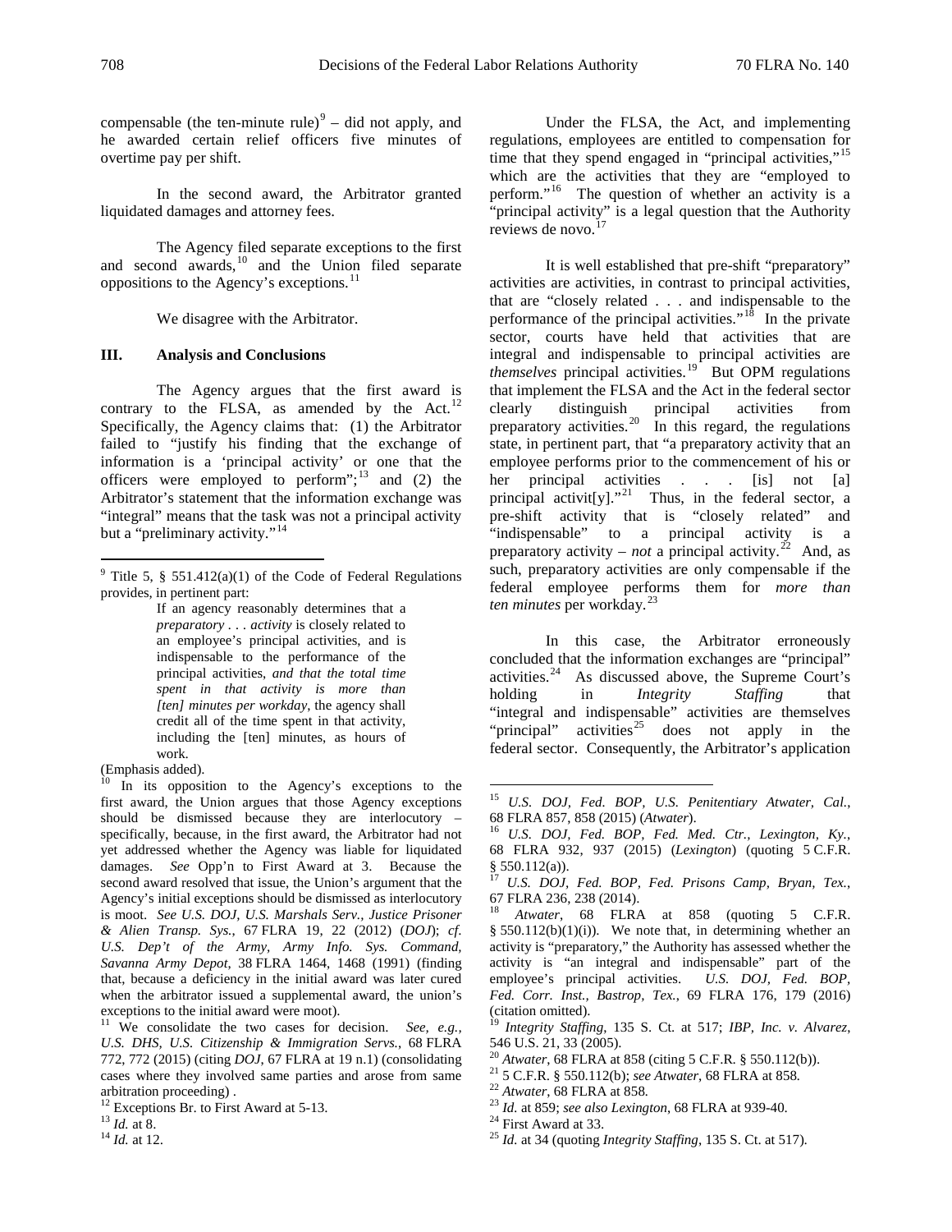compensable (the ten-minute rule)[9] – did not apply, and he awarded certain relief officers five minutes of overtime pay per shift.

In the second award, the Arbitrator granted liquidated damages and attorney fees.

The Agency filed separate exceptions to the first and second awards,[10] and the Union filed separate oppositions to the Agency's exceptions.[11]

We disagree with the Arbitrator.

## III. Analysis and Conclusions

The Agency argues that the first award is contrary to the FLSA, as amended by the Act.[12] Specifically, the Agency claims that: (1) the Arbitrator failed to "justify his finding that the exchange of information is a 'principal activity' or one that the officers were employed to perform";[13] and (2) the Arbitrator's statement that the information exchange was "integral" means that the task was not a principal activity but a "preliminary activity."[14]

Under the FLSA, the Act, and implementing regulations, employees are entitled to compensation for time that they spend engaged in "principal activities,"[15] which are the activities that they are "employed to perform."[16] The question of whether an activity is a "principal activity" is a legal question that the Authority reviews de novo.[17]

It is well established that pre-shift "preparatory" activities are activities, in contrast to principal activities, that are "closely related . . . and indispensable to the performance of the principal activities."[18] In the private sector, courts have held that activities that are integral and indispensable to principal activities are *themselves* principal activities.[19] But OPM regulations that implement the FLSA and the Act in the federal sector clearly distinguish principal activities from preparatory activities.[20] In this regard, the regulations state, in pertinent part, that "a preparatory activity that an employee performs prior to the commencement of his or her principal activities . . . [is] not [a] principal activit[y]."[21] Thus, in the federal sector, a pre-shift activity that is "closely related" and "indispensable" to a principal activity is a preparatory activity – *not* a principal activity.[22] And, as such, preparatory activities are only compensable if the federal employee performs them for *more than ten minutes* per workday.[23]

In this case, the Arbitrator erroneously concluded that the information exchanges are "principal" activities.[24] As discussed above, the Supreme Court's holding in *Integrity Staffing* that "integral and indispensable" activities are themselves "principal" activities[25] does not apply in the federal sector. Consequently, the Arbitrator's application

---

[9] Title 5, § 551.412(a)(1) of the Code of Federal Regulations provides, in pertinent part:

> If an agency reasonably determines that a *preparatory . . . activity* is closely related to an employee's principal activities, and is indispensable to the performance of the principal activities, *and that the total time spent in that activity is more than [ten] minutes per workday*, the agency shall credit all of the time spent in that activity, including the [ten] minutes, as hours of work.

(Emphasis added).

[10] In its opposition to the Agency's exceptions to the first award, the Union argues that those Agency exceptions should be dismissed because they are interlocutory – specifically, because, in the first award, the Arbitrator had not yet addressed whether the Agency was liable for liquidated damages. *See* Opp'n to First Award at 3. Because the second award resolved that issue, the Union's argument that the Agency's initial exceptions should be dismissed as interlocutory is moot. *See U.S. DOJ, U.S. Marshals Serv., Justice Prisoner & Alien Transp. Sys.*, 67 FLRA 19, 22 (2012) (*DOJ*); *cf. U.S. Dep't of the Army, Army Info. Sys. Command, Savanna Army Depot*, 38 FLRA 1464, 1468 (1991) (finding that, because a deficiency in the initial award was later cured when the arbitrator issued a supplemental award, the union's exceptions to the initial award were moot).

[11] We consolidate the two cases for decision. *See, e.g.*, *U.S. DHS, U.S. Citizenship & Immigration Servs.*, 68 FLRA 772, 772 (2015) (citing *DOJ*, 67 FLRA at 19 n.1) (consolidating cases where they involved same parties and arose from same arbitration proceeding) .

[12] Exceptions Br. to First Award at 5-13.

[13] *Id.* at 8.

[14] *Id.* at 12.

[15] *U.S. DOJ, Fed. BOP, U.S. Penitentiary Atwater, Cal.*, 68 FLRA 857, 858 (2015) (*Atwater*).

[16] *U.S. DOJ, Fed. BOP, Fed. Med. Ctr., Lexington, Ky.*, 68 FLRA 932, 937 (2015) (*Lexington*) (quoting 5 C.F.R. § 550.112(a)).

[17] *U.S. DOJ, Fed. BOP, Fed. Prisons Camp, Bryan, Tex.*, 67 FLRA 236, 238 (2014).

[18] *Atwater*, 68 FLRA at 858 (quoting 5 C.F.R. § 550.112(b)(1)(i)). We note that, in determining whether an activity is "preparatory," the Authority has assessed whether the activity is "an integral and indispensable" part of the employee's principal activities. *U.S. DOJ, Fed. BOP, Fed. Corr. Inst., Bastrop, Tex.*, 69 FLRA 176, 179 (2016) (citation omitted).

[19] *Integrity Staffing*, 135 S. Ct. at 517; *IBP, Inc. v. Alvarez*, 546 U.S. 21, 33 (2005).

[20] *Atwater*, 68 FLRA at 858 (citing 5 C.F.R. § 550.112(b)).

[21] 5 C.F.R. § 550.112(b); *see Atwater*, 68 FLRA at 858.

[22] *Atwater*, 68 FLRA at 858.

[23] *Id.* at 859; *see also Lexington*, 68 FLRA at 939-40.

[24] First Award at 33.

[25] *Id.* at 34 (quoting *Integrity Staffing*, 135 S. Ct. at 517).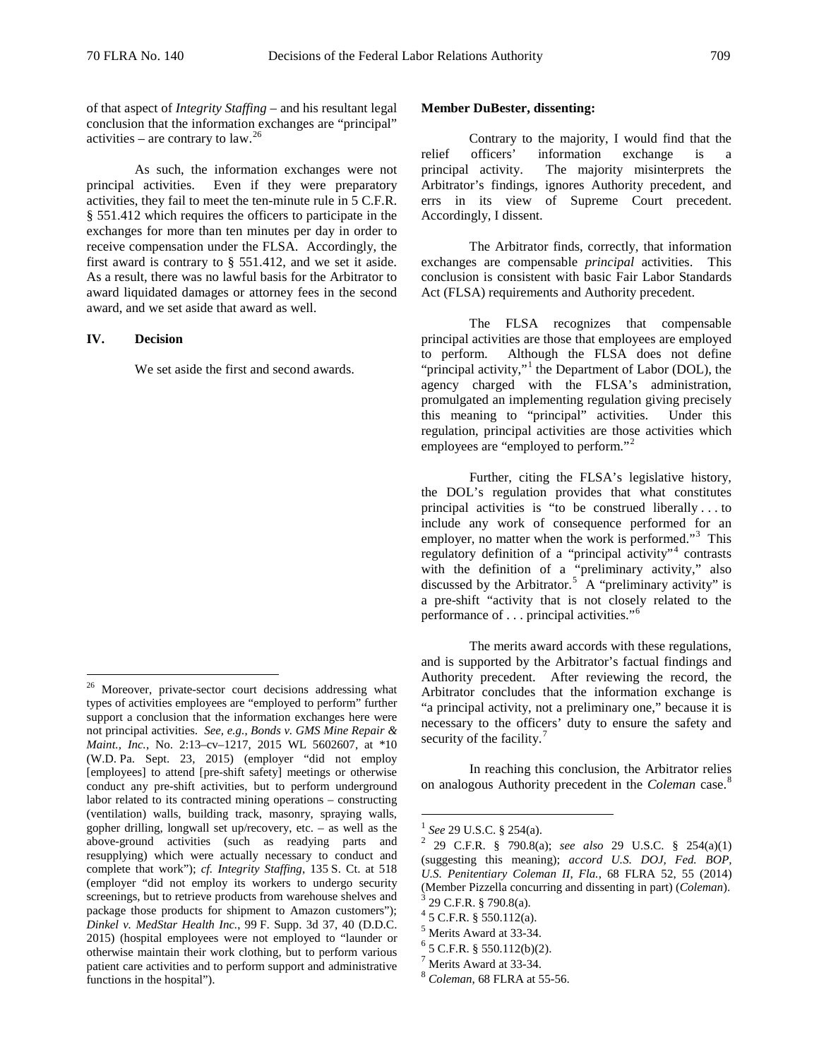of that aspect of *Integrity Staffing* – and his resultant legal conclusion that the information exchanges are "principal" activities – are contrary to law.[26]

As such, the information exchanges were not principal activities. Even if they were preparatory activities, they fail to meet the ten-minute rule in 5 C.F.R. § 551.412 which requires the officers to participate in the exchanges for more than ten minutes per day in order to receive compensation under the FLSA. Accordingly, the first award is contrary to § 551.412, and we set it aside. As a result, there was no lawful basis for the Arbitrator to award liquidated damages or attorney fees in the second award, and we set aside that award as well.

## IV. Decision

We set aside the first and second awards.

[26] Moreover, private-sector court decisions addressing what types of activities employees are "employed to perform" further support a conclusion that the information exchanges here were not principal activities. *See, e.g.*, *Bonds v. GMS Mine Repair & Maint., Inc.*, No. 2:13–cv–1217, 2015 WL 5602607, at *10 (W.D. Pa. Sept. 23, 2015) (employer "did not employ [employees] to attend [pre-shift safety] meetings or otherwise conduct any pre-shift activities, but to perform underground labor related to its contracted mining operations – constructing (ventilation) walls, building track, masonry, spraying walls, gopher drilling, longwall set up/recovery, etc. – as well as the above-ground activities (such as readying parts and resupplying) which were actually necessary to conduct and complete that work"); *cf. Integrity Staffing*, 135 S. Ct. at 518 (employer "did not employ its workers to undergo security screenings, but to retrieve products from warehouse shelves and package those products for shipment to Amazon customers"); *Dinkel v. MedStar Health Inc.*, 99 F. Supp. 3d 37, 40 (D.D.C. 2015) (hospital employees were not employed to "launder or otherwise maintain their work clothing, but to perform various patient care activities and to perform support and administrative functions in the hospital").

**Member DuBester, dissenting:**

Contrary to the majority, I would find that the relief officers' information exchange is a principal activity. The majority misinterprets the Arbitrator's findings, ignores Authority precedent, and errs in its view of Supreme Court precedent. Accordingly, I dissent.

The Arbitrator finds, correctly, that information exchanges are compensable *principal* activities. This conclusion is consistent with basic Fair Labor Standards Act (FLSA) requirements and Authority precedent.

The FLSA recognizes that compensable principal activities are those that employees are employed to perform. Although the FLSA does not define "principal activity,"[1] the Department of Labor (DOL), the agency charged with the FLSA's administration, promulgated an implementing regulation giving precisely this meaning to "principal" activities. Under this regulation, principal activities are those activities which employees are "employed to perform."[2]

Further, citing the FLSA's legislative history, the DOL's regulation provides that what constitutes principal activities is "to be construed liberally . . . to include any work of consequence performed for an employer, no matter when the work is performed."[3] This regulatory definition of a "principal activity"[4] contrasts with the definition of a "preliminary activity," also discussed by the Arbitrator.[5] A "preliminary activity" is a pre-shift "activity that is not closely related to the performance of . . . principal activities."[6]

The merits award accords with these regulations, and is supported by the Arbitrator's factual findings and Authority precedent. After reviewing the record, the Arbitrator concludes that the information exchange is "a principal activity, not a preliminary one," because it is necessary to the officers' duty to ensure the safety and security of the facility.[7]

In reaching this conclusion, the Arbitrator relies on analogous Authority precedent in the *Coleman* case.[8]

[1] *See* 29 U.S.C. § 254(a).

[2] 29 C.F.R. § 790.8(a); *see also* 29 U.S.C. § 254(a)(1) (suggesting this meaning); *accord U.S. DOJ, Fed. BOP, U.S. Penitentiary Coleman II, Fla.*, 68 FLRA 52, 55 (2014) (Member Pizzella concurring and dissenting in part) (*Coleman*).

[3] 29 C.F.R. § 790.8(a).

[4] 5 C.F.R. § 550.112(a).

[5] Merits Award at 33-34.

[6] 5 C.F.R. § 550.112(b)(2).

[7] Merits Award at 33-34.

[8] *Coleman*, 68 FLRA at 55-56.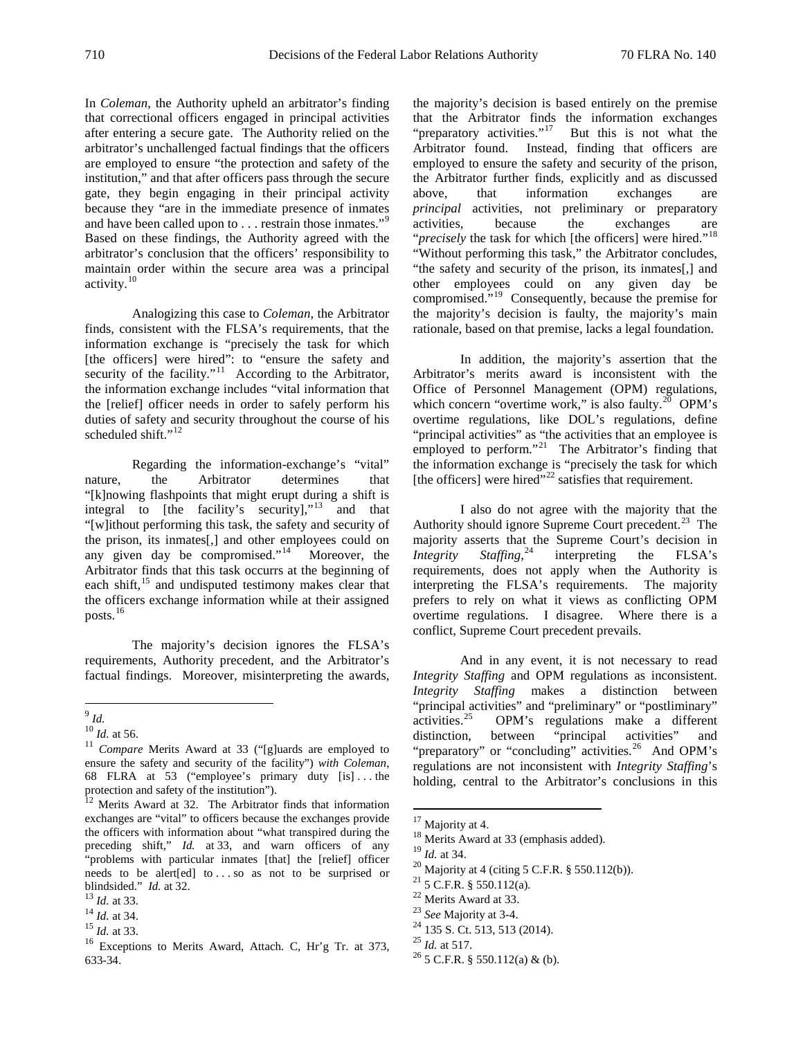In *Coleman*, the Authority upheld an arbitrator's finding that correctional officers engaged in principal activities after entering a secure gate. The Authority relied on the arbitrator's unchallenged factual findings that the officers are employed to ensure "the protection and safety of the institution," and that after officers pass through the secure gate, they begin engaging in their principal activity because they "are in the immediate presence of inmates and have been called upon to . . . restrain those inmates."[9] Based on these findings, the Authority agreed with the arbitrator's conclusion that the officers' responsibility to maintain order within the secure area was a principal activity.[10]

Analogizing this case to *Coleman*, the Arbitrator finds, consistent with the FLSA's requirements, that the information exchange is "precisely the task for which [the officers] were hired": to "ensure the safety and security of the facility."[11] According to the Arbitrator, the information exchange includes "vital information that the [relief] officer needs in order to safely perform his duties of safety and security throughout the course of his scheduled shift."[12]

Regarding the information-exchange's "vital" nature, the Arbitrator determines that "[k]nowing flashpoints that might erupt during a shift is integral to [the facility's security],"[13] and that "[w]ithout performing this task, the safety and security of the prison, its inmates[,] and other employees could on any given day be compromised."[14] Moreover, the Arbitrator finds that this task occurrs at the beginning of each shift,[15] and undisputed testimony makes clear that the officers exchange information while at their assigned posts.[16]

The majority's decision ignores the FLSA's requirements, Authority precedent, and the Arbitrator's factual findings. Moreover, misinterpreting the awards, the majority's decision is based entirely on the premise that the Arbitrator finds the information exchanges "preparatory activities."[17] But this is not what the Arbitrator found. Instead, finding that officers are employed to ensure the safety and security of the prison, the Arbitrator further finds, explicitly and as discussed above, that information exchanges are *principal* activities, not preliminary or preparatory activities, because the exchanges are "*precisely* the task for which [the officers] were hired."[18] "Without performing this task," the Arbitrator concludes, "the safety and security of the prison, its inmates[,] and other employees could on any given day be compromised."[19] Consequently, because the premise for the majority's decision is faulty, the majority's main rationale, based on that premise, lacks a legal foundation.

In addition, the majority's assertion that the Arbitrator's merits award is inconsistent with the Office of Personnel Management (OPM) regulations, which concern "overtime work," is also faulty.[20] OPM's overtime regulations, like DOL's regulations, define "principal activities" as "the activities that an employee is employed to perform."[21] The Arbitrator's finding that the information exchange is "precisely the task for which [the officers] were hired"[22] satisfies that requirement.

I also do not agree with the majority that the Authority should ignore Supreme Court precedent.[23] The majority asserts that the Supreme Court's decision in *Integrity Staffing*,[24] interpreting the FLSA's requirements, does not apply when the Authority is interpreting the FLSA's requirements. The majority prefers to rely on what it views as conflicting OPM overtime regulations. I disagree. Where there is a conflict, Supreme Court precedent prevails.

And in any event, it is not necessary to read *Integrity Staffing* and OPM regulations as inconsistent. *Integrity Staffing* makes a distinction between "principal activities" and "preliminary" or "postliminary" activities.[25] OPM's regulations make a different distinction, between "principal activities" and "preparatory" or "concluding" activities.[26] And OPM's regulations are not inconsistent with *Integrity Staffing*'s holding, central to the Arbitrator's conclusions in this

---

[9] *Id.*

[10] *Id.* at 56.

[11] *Compare* Merits Award at 33 ("[g]uards are employed to ensure the safety and security of the facility") *with Coleman*, 68 FLRA at 53 ("employee's primary duty [is] . . . the protection and safety of the institution").

[12] Merits Award at 32. The Arbitrator finds that information exchanges are "vital" to officers because the exchanges provide the officers with information about "what transpired during the preceding shift," *Id.* at 33, and warn officers of any "problems with particular inmates [that] the [relief] officer needs to be alert[ed] to . . . so as not to be surprised or blindsided." *Id.* at 32.

[13] *Id.* at 33.

[14] *Id.* at 34.

[15] *Id.* at 33.

[16] Exceptions to Merits Award, Attach. C, Hr'g Tr. at 373, 633-34.

[17] Majority at 4.

[18] Merits Award at 33 (emphasis added).

[19] *Id.* at 34.

[20] Majority at 4 (citing 5 C.F.R. § 550.112(b)).

[21] 5 C.F.R. § 550.112(a).

[22] Merits Award at 33.

[23] *See* Majority at 3-4.

[24] 135 S. Ct. 513, 513 (2014).

[25] *Id.* at 517.

[26] 5 C.F.R. § 550.112(a) & (b).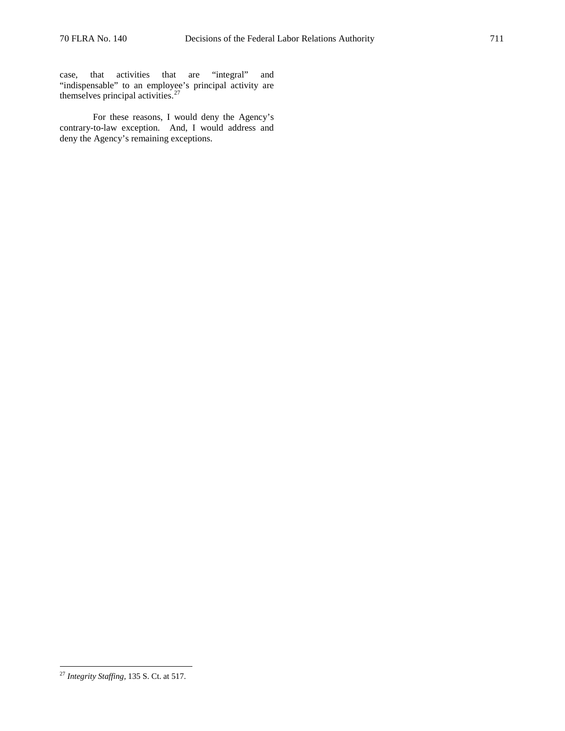case, that activities that are "integral" and "indispensable" to an employee's principal activity are themselves principal activities.[27]

For these reasons, I would deny the Agency's contrary-to-law exception. And, I would address and deny the Agency's remaining exceptions.

---

[27] *Integrity Staffing*, 135 S. Ct. at 517.